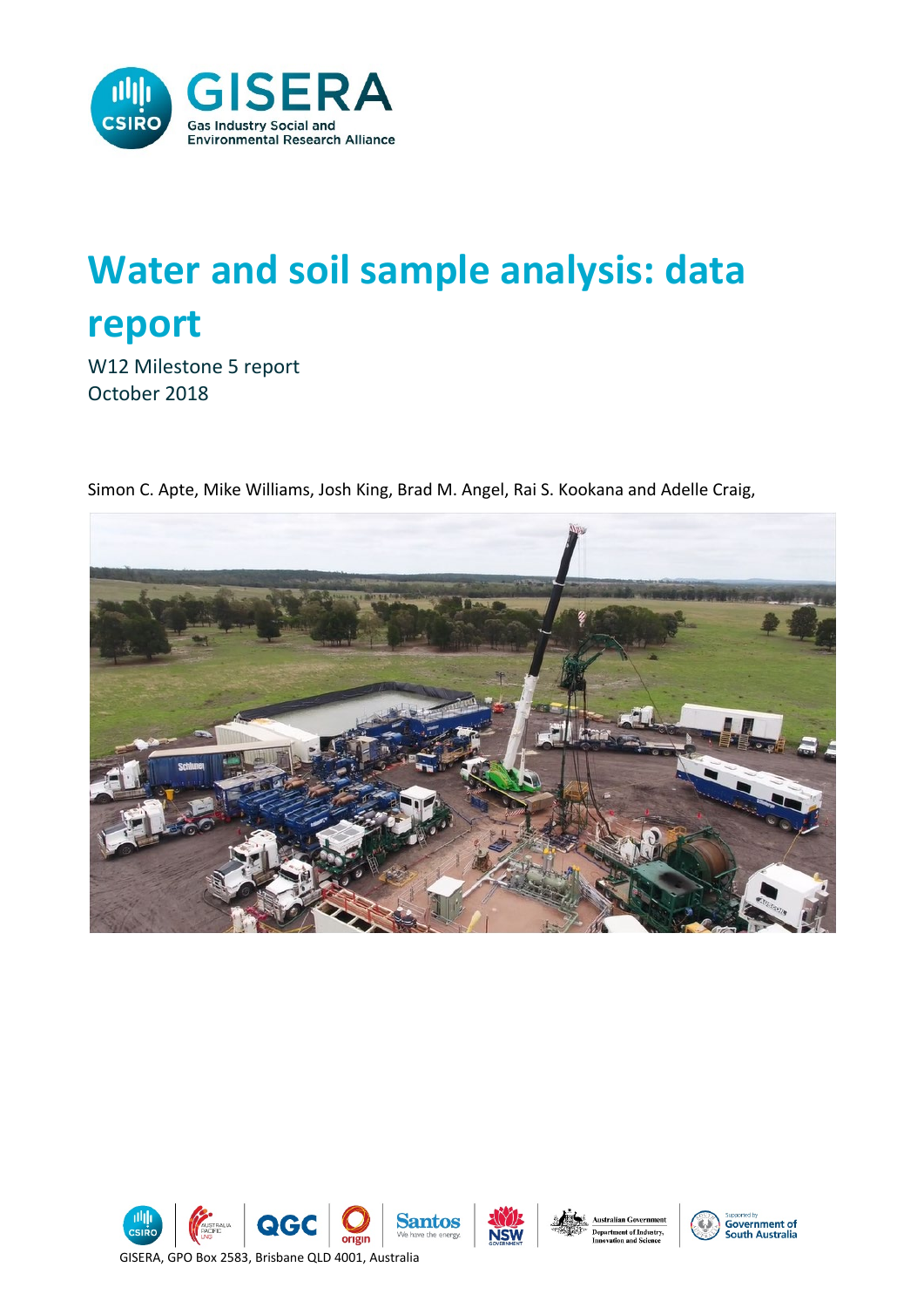GISERA

Gas Industry Social and Environmental Research Alliance

# Water and soil sample analysis: data report

W12 Milestone 5 report
October 2018

Simon C. Apte, Mike Williams, Josh King, Brad M. Angel, Rai S. Kookana and Adelle Craig,

GISERA, GPO Box 2583, Brisbane QLD 4001, Australia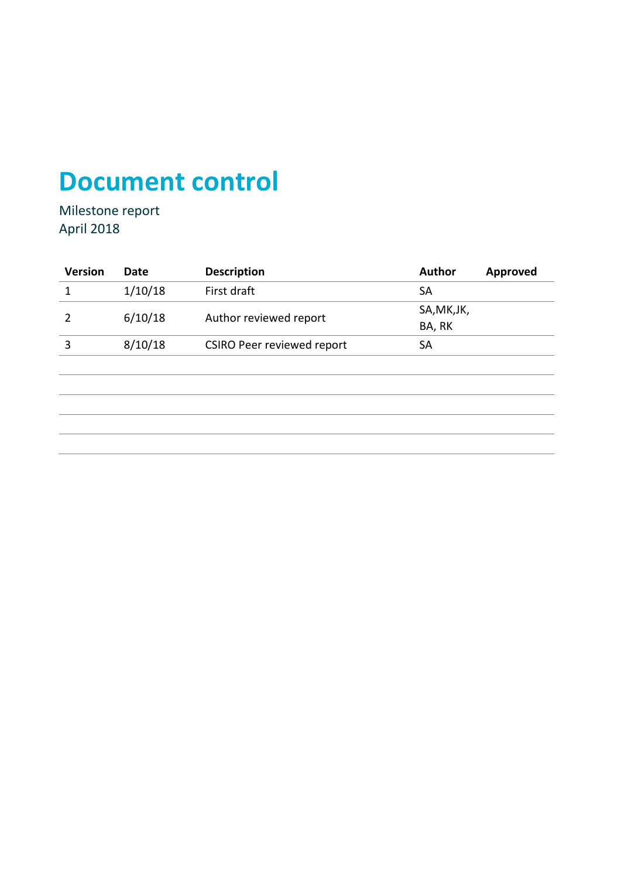# Document control

Milestone report
April 2018

| Version | Date | Description | Author | Approved |
|---|---|---|---|---|
| 1 | 1/10/18 | First draft | SA | |
| 2 | 6/10/18 | Author reviewed report | SA,MK,JK, BA, RK | |
| 3 | 8/10/18 | CSIRO Peer reviewed report | SA | |
| | | | | |
| | | | | |
| | | | | |
| | | | | |
| | | | | |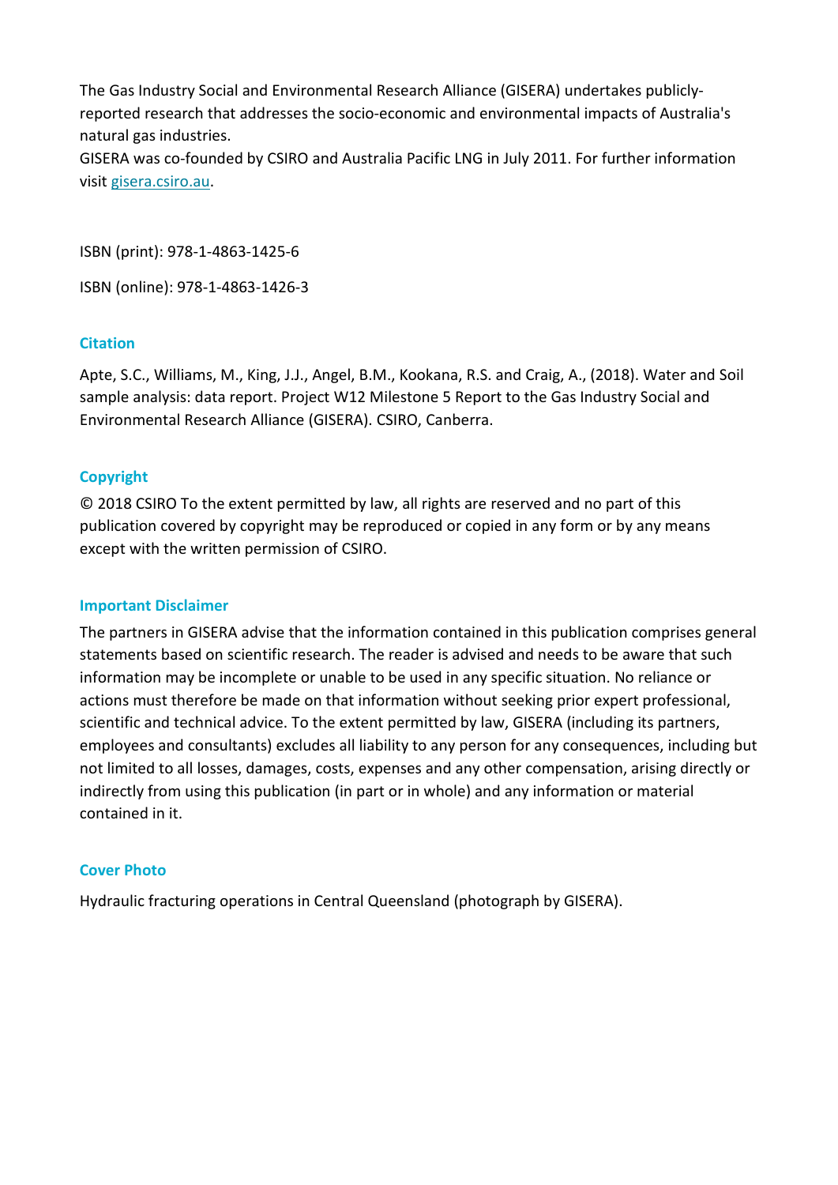The Gas Industry Social and Environmental Research Alliance (GISERA) undertakes publicly-reported research that addresses the socio-economic and environmental impacts of Australia's natural gas industries.

GISERA was co-founded by CSIRO and Australia Pacific LNG in July 2011. For further information visit gisera.csiro.au.

ISBN (print): 978-1-4863-1425-6

ISBN (online): 978-1-4863-1426-3

### Citation

Apte, S.C., Williams, M., King, J.J., Angel, B.M., Kookana, R.S. and Craig, A., (2018). Water and Soil sample analysis: data report. Project W12 Milestone 5 Report to the Gas Industry Social and Environmental Research Alliance (GISERA). CSIRO, Canberra.

### Copyright

© 2018 CSIRO To the extent permitted by law, all rights are reserved and no part of this publication covered by copyright may be reproduced or copied in any form or by any means except with the written permission of CSIRO.

### Important Disclaimer

The partners in GISERA advise that the information contained in this publication comprises general statements based on scientific research. The reader is advised and needs to be aware that such information may be incomplete or unable to be used in any specific situation. No reliance or actions must therefore be made on that information without seeking prior expert professional, scientific and technical advice. To the extent permitted by law, GISERA (including its partners, employees and consultants) excludes all liability to any person for any consequences, including but not limited to all losses, damages, costs, expenses and any other compensation, arising directly or indirectly from using this publication (in part or in whole) and any information or material contained in it.

### Cover Photo

Hydraulic fracturing operations in Central Queensland (photograph by GISERA).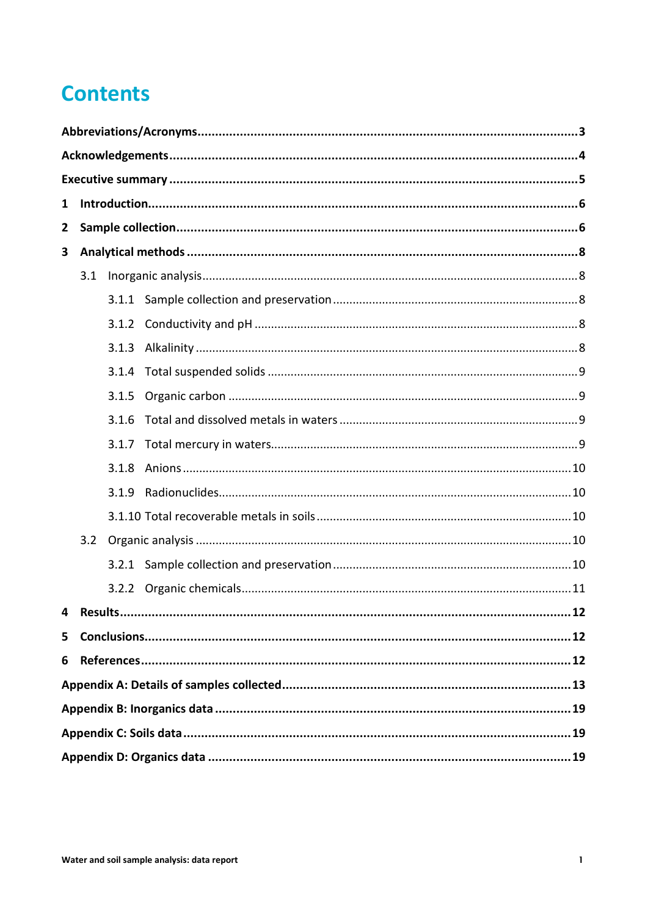# Contents

**Abbreviations/Acronyms** .......... **3**

**Acknowledgements** .......... **4**

**Executive summary** .......... **5**

**1 Introduction** .......... **6**

**2 Sample collection** .......... **6**

**3 Analytical methods** .......... **8**

- 3.1 Inorganic analysis .......... 8
  - 3.1.1 Sample collection and preservation .......... 8
  - 3.1.2 Conductivity and pH .......... 8
  - 3.1.3 Alkalinity .......... 8
  - 3.1.4 Total suspended solids .......... 9
  - 3.1.5 Organic carbon .......... 9
  - 3.1.6 Total and dissolved metals in waters .......... 9
  - 3.1.7 Total mercury in waters .......... 9
  - 3.1.8 Anions .......... 10
  - 3.1.9 Radionuclides .......... 10
  - 3.1.10 Total recoverable metals in soils .......... 10
- 3.2 Organic analysis .......... 10
  - 3.2.1 Sample collection and preservation .......... 10
  - 3.2.2 Organic chemicals .......... 11

**4 Results** .......... **12**

**5 Conclusions** .......... **12**

**6 References** .......... **12**

**Appendix A: Details of samples collected** .......... **13**

**Appendix B: Inorganics data** .......... **19**

**Appendix C: Soils data** .......... **19**

**Appendix D: Organics data** .......... **19**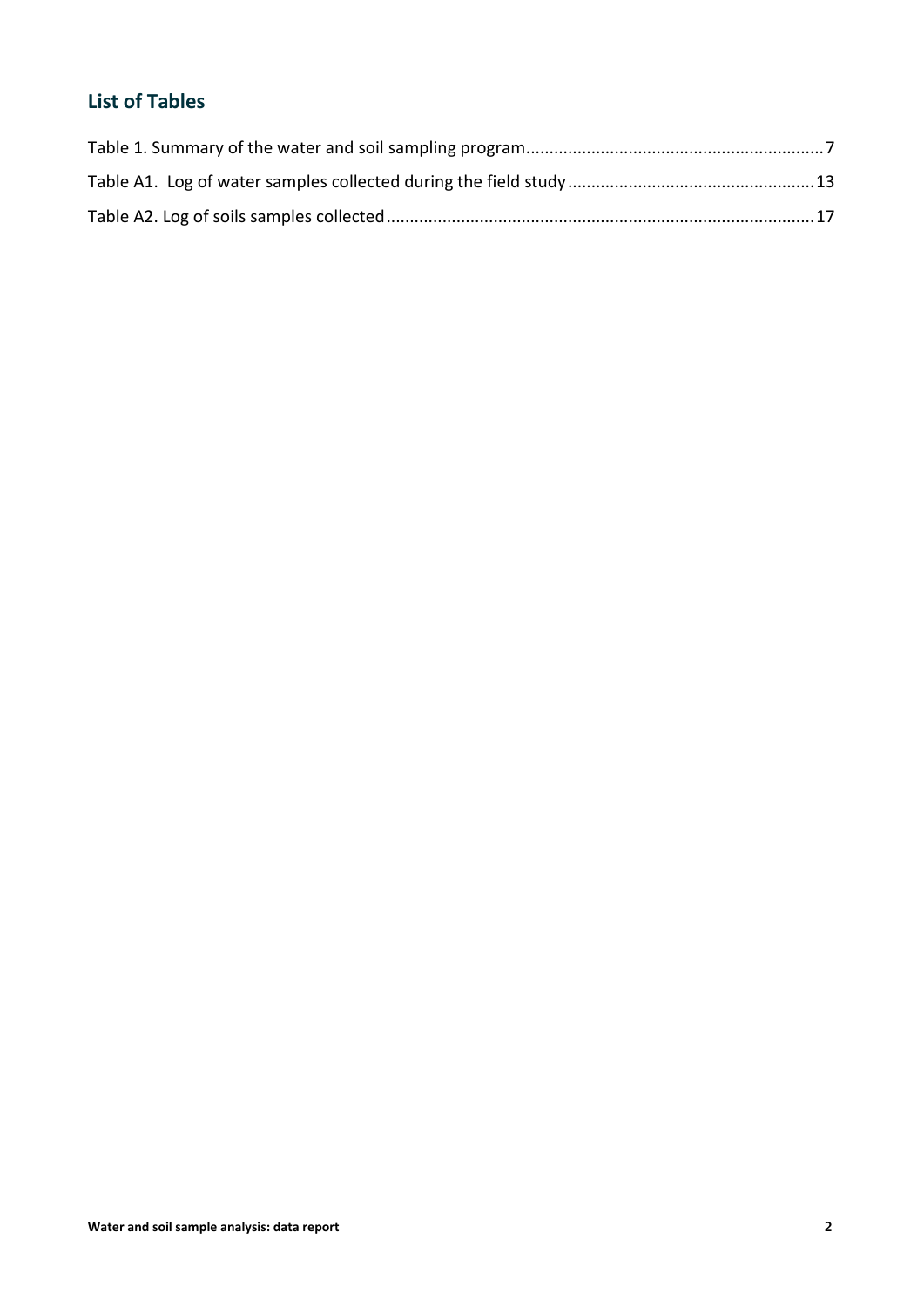## List of Tables

Table 1. Summary of the water and soil sampling program....................................................................7

Table A1. Log of water samples collected during the field study....................................................13

Table A2. Log of soils samples collected.........................................................................................17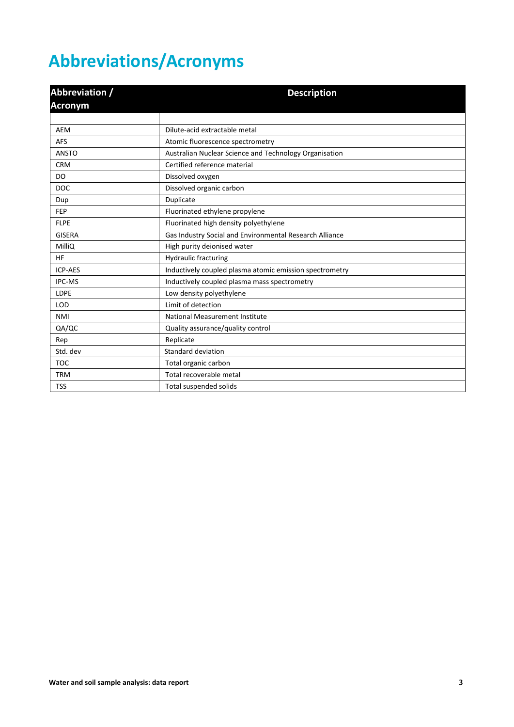# Abbreviations/Acronyms

| Abbreviation / Acronym | Description |
|---|---|
| | |
| AEM | Dilute-acid extractable metal |
| AFS | Atomic fluorescence spectrometry |
| ANSTO | Australian Nuclear Science and Technology Organisation |
| CRM | Certified reference material |
| DO | Dissolved oxygen |
| DOC | Dissolved organic carbon |
| Dup | Duplicate |
| FEP | Fluorinated ethylene propylene |
| FLPE | Fluorinated high density polyethylene |
| GISERA | Gas Industry Social and Environmental Research Alliance |
| MilliQ | High purity deionised water |
| HF | Hydraulic fracturing |
| ICP-AES | Inductively coupled plasma atomic emission spectrometry |
| IPC-MS | Inductively coupled plasma mass spectrometry |
| LDPE | Low density polyethylene |
| LOD | Limit of detection |
| NMI | National Measurement Institute |
| QA/QC | Quality assurance/quality control |
| Rep | Replicate |
| Std. dev | Standard deviation |
| TOC | Total organic carbon |
| TRM | Total recoverable metal |
| TSS | Total suspended solids |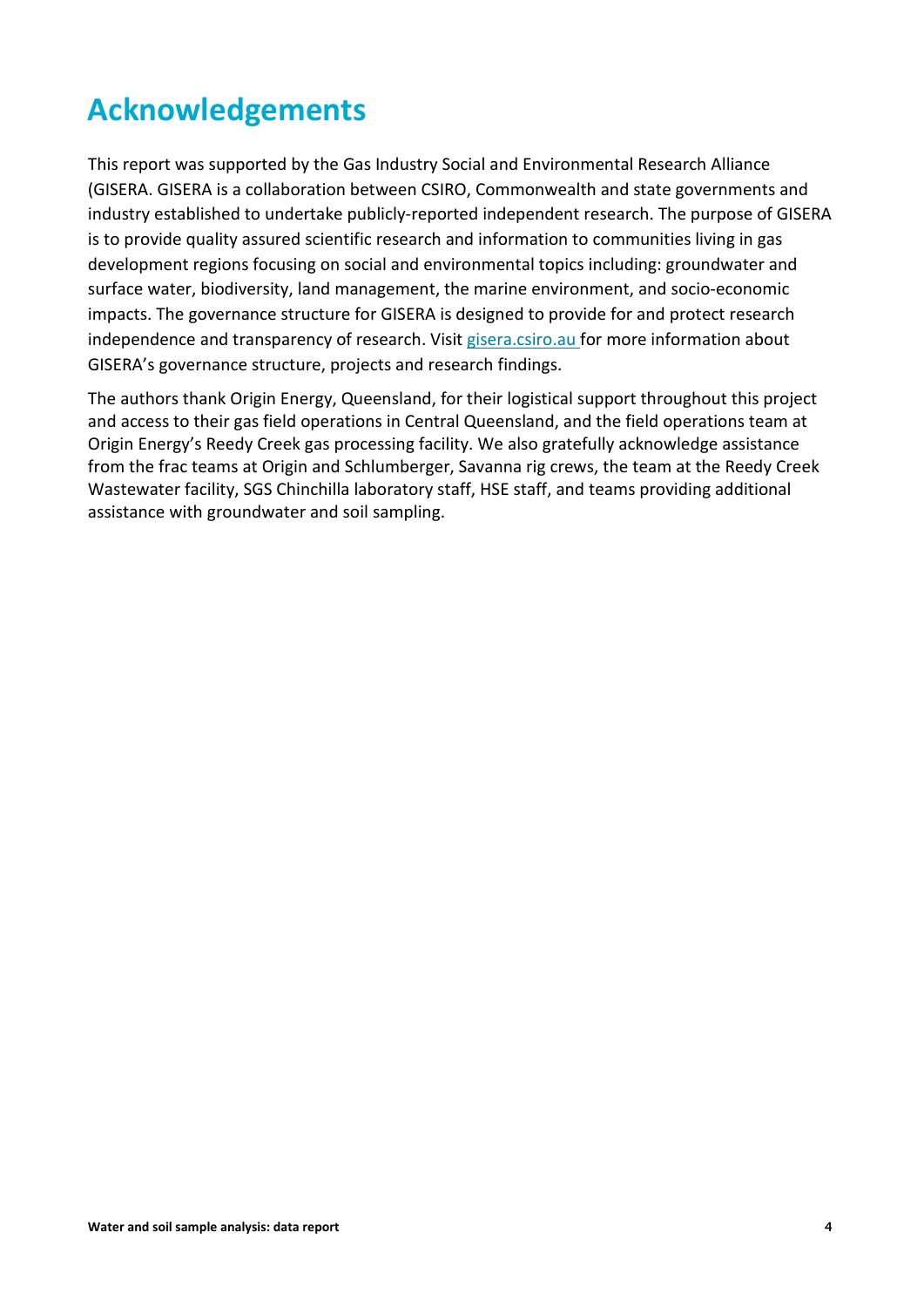# Acknowledgements

This report was supported by the Gas Industry Social and Environmental Research Alliance (GISERA. GISERA is a collaboration between CSIRO, Commonwealth and state governments and industry established to undertake publicly-reported independent research. The purpose of GISERA is to provide quality assured scientific research and information to communities living in gas development regions focusing on social and environmental topics including: groundwater and surface water, biodiversity, land management, the marine environment, and socio-economic impacts. The governance structure for GISERA is designed to provide for and protect research independence and transparency of research. Visit gisera.csiro.au for more information about GISERA's governance structure, projects and research findings.

The authors thank Origin Energy, Queensland, for their logistical support throughout this project and access to their gas field operations in Central Queensland, and the field operations team at Origin Energy's Reedy Creek gas processing facility. We also gratefully acknowledge assistance from the frac teams at Origin and Schlumberger, Savanna rig crews, the team at the Reedy Creek Wastewater facility, SGS Chinchilla laboratory staff, HSE staff, and teams providing additional assistance with groundwater and soil sampling.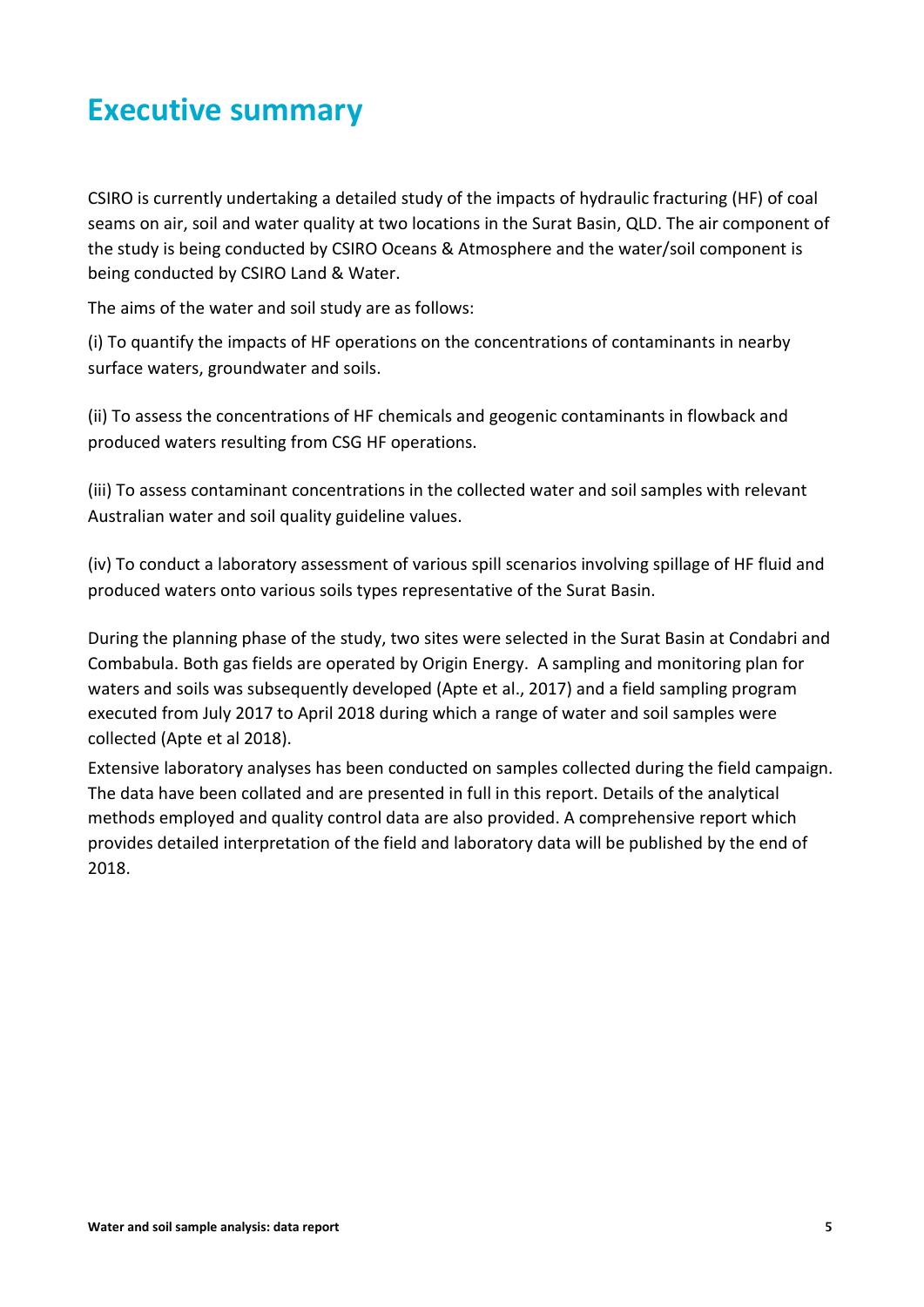# Executive summary

CSIRO is currently undertaking a detailed study of the impacts of hydraulic fracturing (HF) of coal seams on air, soil and water quality at two locations in the Surat Basin, QLD. The air component of the study is being conducted by CSIRO Oceans & Atmosphere and the water/soil component is being conducted by CSIRO Land & Water.

The aims of the water and soil study are as follows:

(i) To quantify the impacts of HF operations on the concentrations of contaminants in nearby surface waters, groundwater and soils.

(ii) To assess the concentrations of HF chemicals and geogenic contaminants in flowback and produced waters resulting from CSG HF operations.

(iii) To assess contaminant concentrations in the collected water and soil samples with relevant Australian water and soil quality guideline values.

(iv) To conduct a laboratory assessment of various spill scenarios involving spillage of HF fluid and produced waters onto various soils types representative of the Surat Basin.

During the planning phase of the study, two sites were selected in the Surat Basin at Condabri and Combabula. Both gas fields are operated by Origin Energy. A sampling and monitoring plan for waters and soils was subsequently developed (Apte et al., 2017) and a field sampling program executed from July 2017 to April 2018 during which a range of water and soil samples were collected (Apte et al 2018).

Extensive laboratory analyses has been conducted on samples collected during the field campaign. The data have been collated and are presented in full in this report. Details of the analytical methods employed and quality control data are also provided. A comprehensive report which provides detailed interpretation of the field and laboratory data will be published by the end of 2018.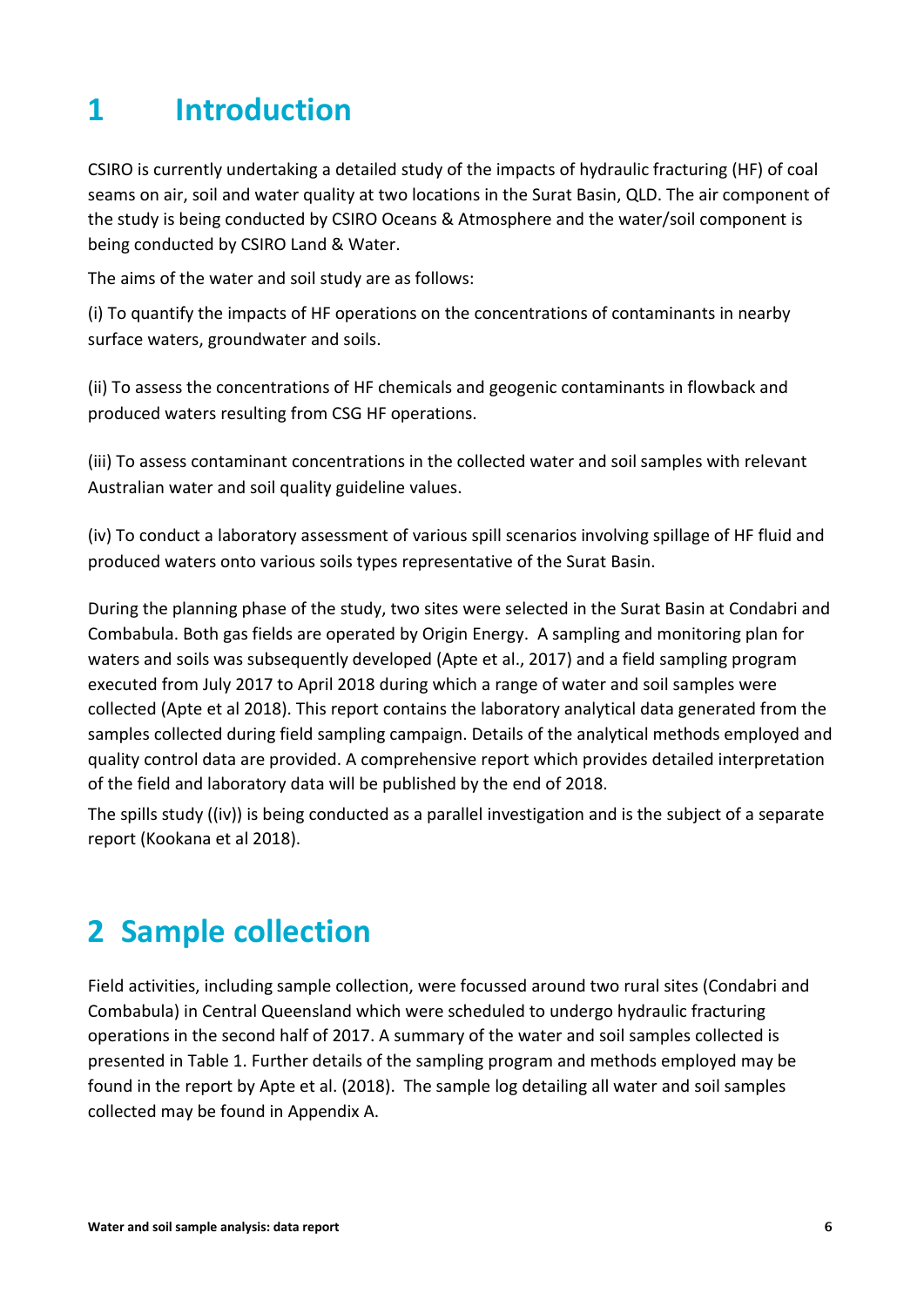# 1 Introduction

CSIRO is currently undertaking a detailed study of the impacts of hydraulic fracturing (HF) of coal seams on air, soil and water quality at two locations in the Surat Basin, QLD. The air component of the study is being conducted by CSIRO Oceans & Atmosphere and the water/soil component is being conducted by CSIRO Land & Water.

The aims of the water and soil study are as follows:

(i) To quantify the impacts of HF operations on the concentrations of contaminants in nearby surface waters, groundwater and soils.

(ii) To assess the concentrations of HF chemicals and geogenic contaminants in flowback and produced waters resulting from CSG HF operations.

(iii) To assess contaminant concentrations in the collected water and soil samples with relevant Australian water and soil quality guideline values.

(iv) To conduct a laboratory assessment of various spill scenarios involving spillage of HF fluid and produced waters onto various soils types representative of the Surat Basin.

During the planning phase of the study, two sites were selected in the Surat Basin at Condabri and Combabula. Both gas fields are operated by Origin Energy. A sampling and monitoring plan for waters and soils was subsequently developed (Apte et al., 2017) and a field sampling program executed from July 2017 to April 2018 during which a range of water and soil samples were collected (Apte et al 2018). This report contains the laboratory analytical data generated from the samples collected during field sampling campaign. Details of the analytical methods employed and quality control data are provided. A comprehensive report which provides detailed interpretation of the field and laboratory data will be published by the end of 2018.

The spills study ((iv)) is being conducted as a parallel investigation and is the subject of a separate report (Kookana et al 2018).

# 2 Sample collection

Field activities, including sample collection, were focussed around two rural sites (Condabri and Combabula) in Central Queensland which were scheduled to undergo hydraulic fracturing operations in the second half of 2017. A summary of the water and soil samples collected is presented in Table 1. Further details of the sampling program and methods employed may be found in the report by Apte et al. (2018). The sample log detailing all water and soil samples collected may be found in Appendix A.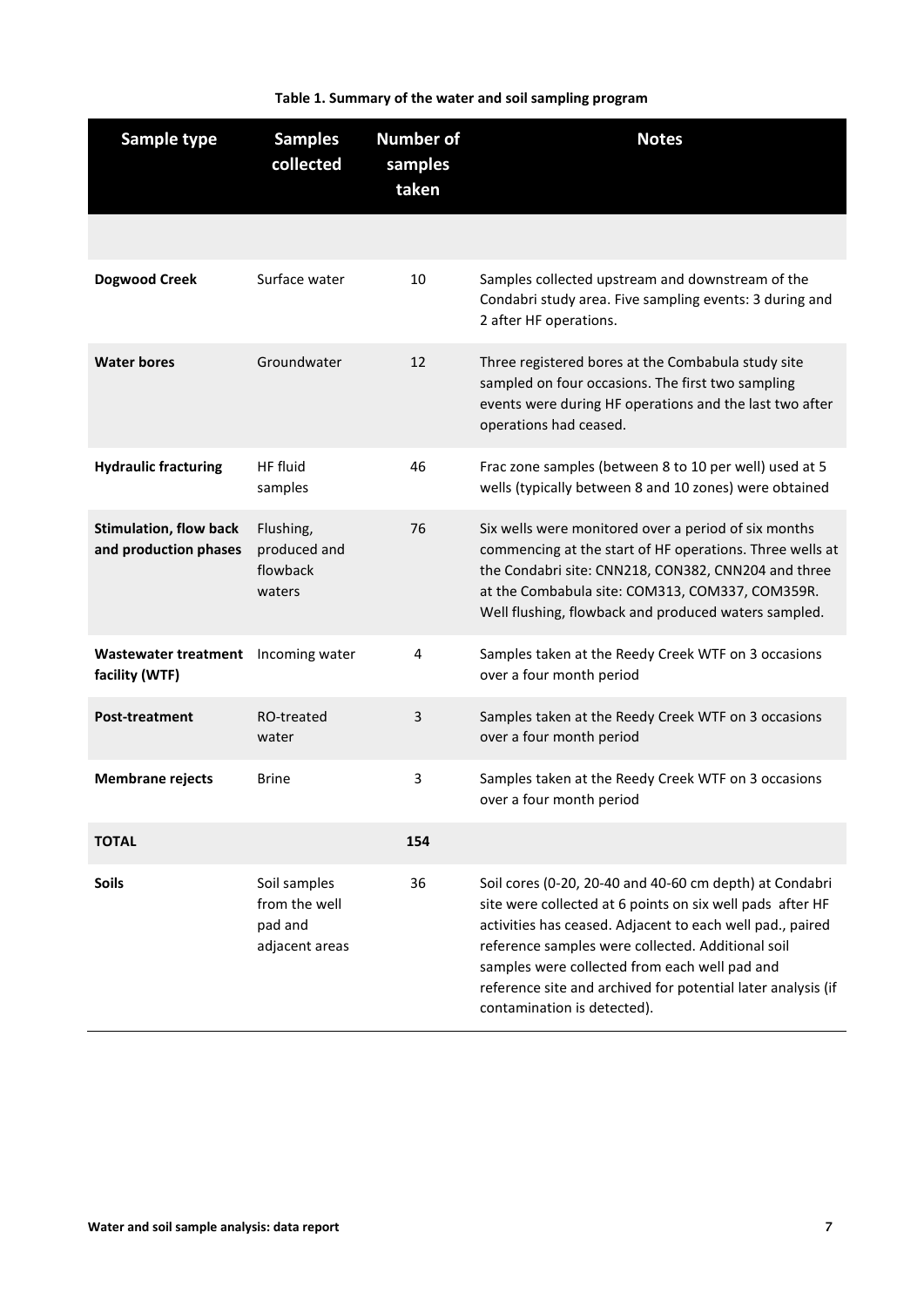**Table 1. Summary of the water and soil sampling program**

| Sample type | Samples collected | Number of samples taken | Notes |
|---|---|---|---|
| | | | |
| **Dogwood Creek** | Surface water | 10 | Samples collected upstream and downstream of the Condabri study area. Five sampling events: 3 during and 2 after HF operations. |
| **Water bores** | Groundwater | 12 | Three registered bores at the Combabula study site sampled on four occasions. The first two sampling events were during HF operations and the last two after operations had ceased. |
| **Hydraulic fracturing** | HF fluid samples | 46 | Frac zone samples (between 8 to 10 per well) used at 5 wells (typically between 8 and 10 zones) were obtained |
| **Stimulation, flow back and production phases** | Flushing, produced and flowback waters | 76 | Six wells were monitored over a period of six months commencing at the start of HF operations. Three wells at the Condabri site: CNN218, CON382, CNN204 and three at the Combabula site: COM313, COM337, COM359R. Well flushing, flowback and produced waters sampled. |
| **Wastewater treatment facility (WTF)** | Incoming water | 4 | Samples taken at the Reedy Creek WTF on 3 occasions over a four month period |
| **Post-treatment** | RO-treated water | 3 | Samples taken at the Reedy Creek WTF on 3 occasions over a four month period |
| **Membrane rejects** | Brine | 3 | Samples taken at the Reedy Creek WTF on 3 occasions over a four month period |
| **TOTAL** | | **154** | |
| **Soils** | Soil samples from the well pad and adjacent areas | 36 | Soil cores (0-20, 20-40 and 40-60 cm depth) at Condabri site were collected at 6 points on six well pads after HF activities has ceased. Adjacent to each well pad., paired reference samples were collected. Additional soil samples were collected from each well pad and reference site and archived for potential later analysis (if contamination is detected). |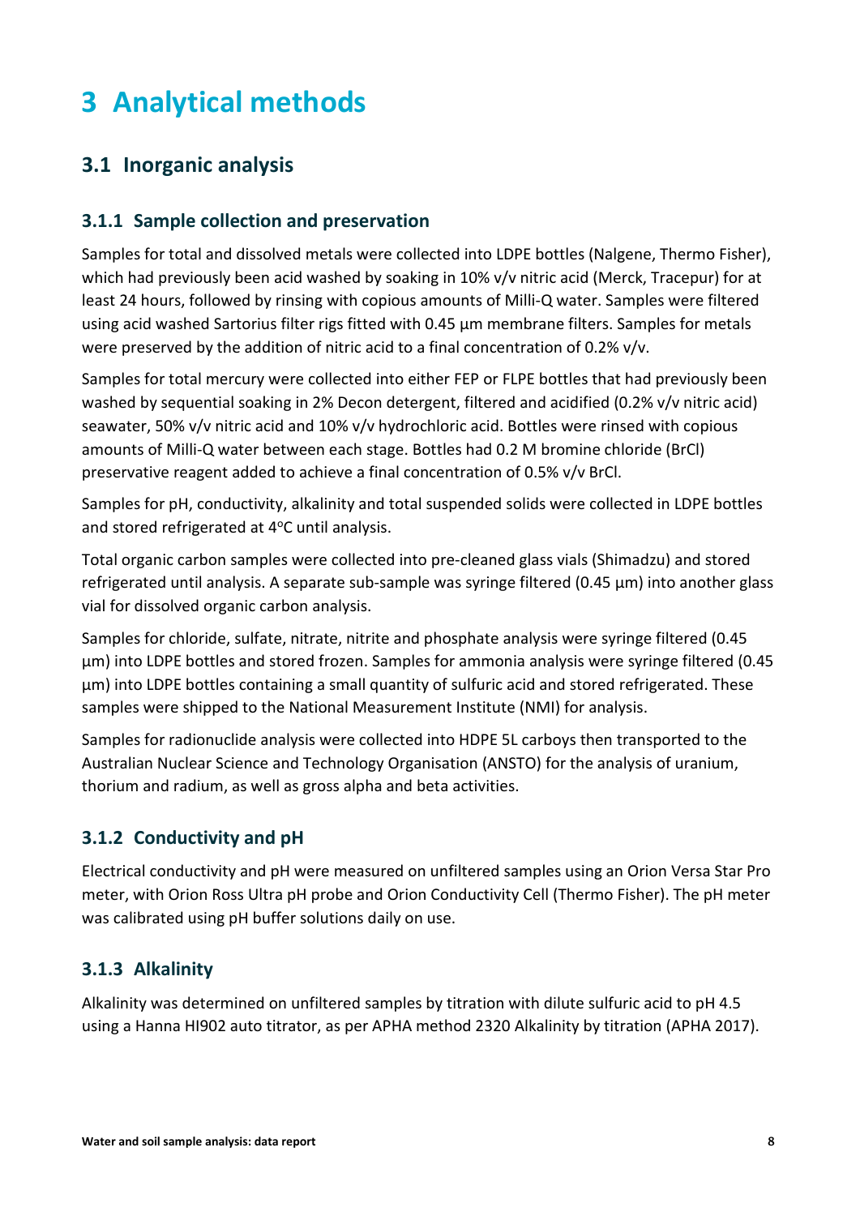# 3 Analytical methods

## 3.1 Inorganic analysis

### 3.1.1 Sample collection and preservation

Samples for total and dissolved metals were collected into LDPE bottles (Nalgene, Thermo Fisher), which had previously been acid washed by soaking in 10% v/v nitric acid (Merck, Tracepur) for at least 24 hours, followed by rinsing with copious amounts of Milli-Q water. Samples were filtered using acid washed Sartorius filter rigs fitted with 0.45 µm membrane filters. Samples for metals were preserved by the addition of nitric acid to a final concentration of 0.2% v/v.

Samples for total mercury were collected into either FEP or FLPE bottles that had previously been washed by sequential soaking in 2% Decon detergent, filtered and acidified (0.2% v/v nitric acid) seawater, 50% v/v nitric acid and 10% v/v hydrochloric acid. Bottles were rinsed with copious amounts of Milli-Q water between each stage. Bottles had 0.2 M bromine chloride (BrCl) preservative reagent added to achieve a final concentration of 0.5% v/v BrCl.

Samples for pH, conductivity, alkalinity and total suspended solids were collected in LDPE bottles and stored refrigerated at 4°C until analysis.

Total organic carbon samples were collected into pre-cleaned glass vials (Shimadzu) and stored refrigerated until analysis. A separate sub-sample was syringe filtered (0.45 µm) into another glass vial for dissolved organic carbon analysis.

Samples for chloride, sulfate, nitrate, nitrite and phosphate analysis were syringe filtered (0.45 µm) into LDPE bottles and stored frozen. Samples for ammonia analysis were syringe filtered (0.45 µm) into LDPE bottles containing a small quantity of sulfuric acid and stored refrigerated. These samples were shipped to the National Measurement Institute (NMI) for analysis.

Samples for radionuclide analysis were collected into HDPE 5L carboys then transported to the Australian Nuclear Science and Technology Organisation (ANSTO) for the analysis of uranium, thorium and radium, as well as gross alpha and beta activities.

### 3.1.2 Conductivity and pH

Electrical conductivity and pH were measured on unfiltered samples using an Orion Versa Star Pro meter, with Orion Ross Ultra pH probe and Orion Conductivity Cell (Thermo Fisher). The pH meter was calibrated using pH buffer solutions daily on use.

### 3.1.3 Alkalinity

Alkalinity was determined on unfiltered samples by titration with dilute sulfuric acid to pH 4.5 using a Hanna HI902 auto titrator, as per APHA method 2320 Alkalinity by titration (APHA 2017).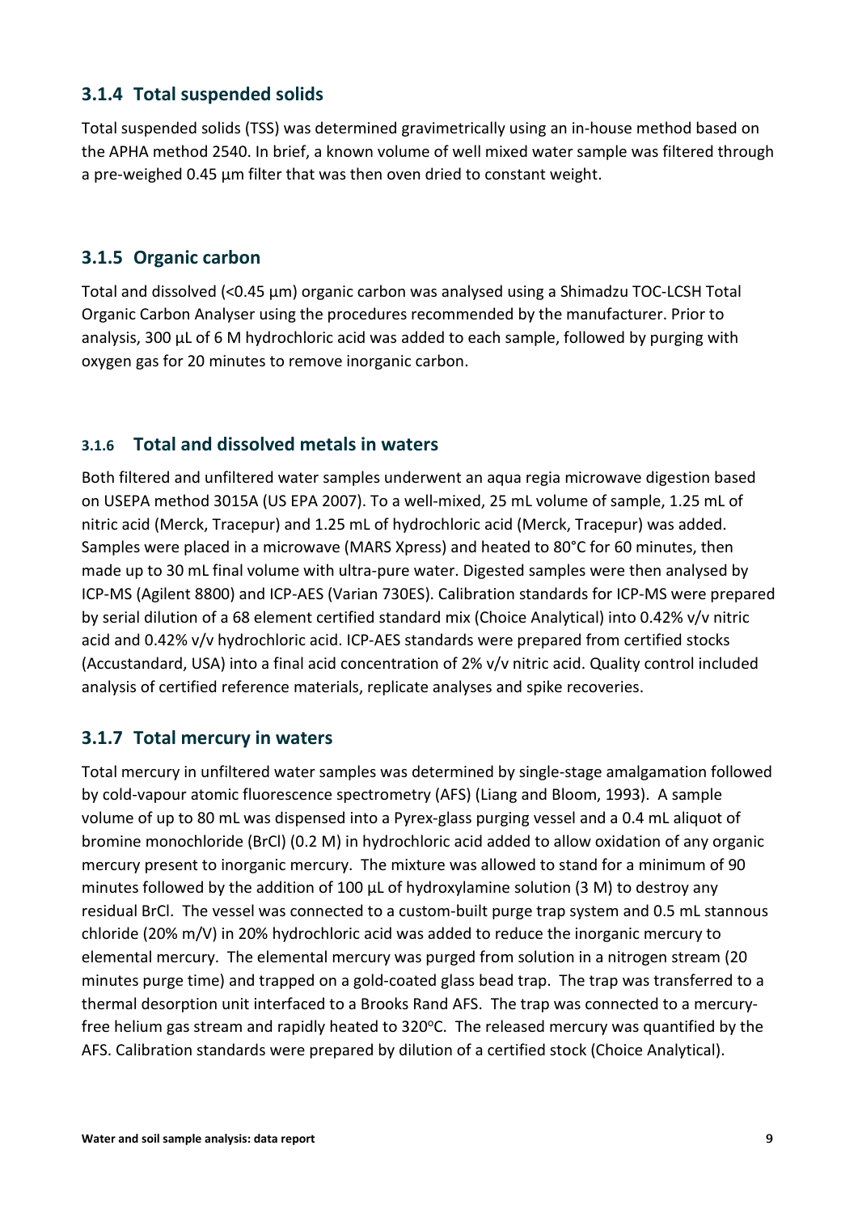### 3.1.4 Total suspended solids

Total suspended solids (TSS) was determined gravimetrically using an in-house method based on the APHA method 2540. In brief, a known volume of well mixed water sample was filtered through a pre-weighed 0.45 µm filter that was then oven dried to constant weight.

### 3.1.5 Organic carbon

Total and dissolved (<0.45 µm) organic carbon was analysed using a Shimadzu TOC-LCSH Total Organic Carbon Analyser using the procedures recommended by the manufacturer. Prior to analysis, 300 µL of 6 M hydrochloric acid was added to each sample, followed by purging with oxygen gas for 20 minutes to remove inorganic carbon.

### 3.1.6 Total and dissolved metals in waters

Both filtered and unfiltered water samples underwent an aqua regia microwave digestion based on USEPA method 3015A (US EPA 2007). To a well-mixed, 25 mL volume of sample, 1.25 mL of nitric acid (Merck, Tracepur) and 1.25 mL of hydrochloric acid (Merck, Tracepur) was added. Samples were placed in a microwave (MARS Xpress) and heated to 80°C for 60 minutes, then made up to 30 mL final volume with ultra-pure water. Digested samples were then analysed by ICP-MS (Agilent 8800) and ICP-AES (Varian 730ES). Calibration standards for ICP-MS were prepared by serial dilution of a 68 element certified standard mix (Choice Analytical) into 0.42% v/v nitric acid and 0.42% v/v hydrochloric acid. ICP-AES standards were prepared from certified stocks (Accustandard, USA) into a final acid concentration of 2% v/v nitric acid. Quality control included analysis of certified reference materials, replicate analyses and spike recoveries.

### 3.1.7 Total mercury in waters

Total mercury in unfiltered water samples was determined by single-stage amalgamation followed by cold-vapour atomic fluorescence spectrometry (AFS) (Liang and Bloom, 1993). A sample volume of up to 80 mL was dispensed into a Pyrex-glass purging vessel and a 0.4 mL aliquot of bromine monochloride (BrCl) (0.2 M) in hydrochloric acid added to allow oxidation of any organic mercury present to inorganic mercury. The mixture was allowed to stand for a minimum of 90 minutes followed by the addition of 100 µL of hydroxylamine solution (3 M) to destroy any residual BrCl. The vessel was connected to a custom-built purge trap system and 0.5 mL stannous chloride (20% m/V) in 20% hydrochloric acid was added to reduce the inorganic mercury to elemental mercury. The elemental mercury was purged from solution in a nitrogen stream (20 minutes purge time) and trapped on a gold-coated glass bead trap. The trap was transferred to a thermal desorption unit interfaced to a Brooks Rand AFS. The trap was connected to a mercury-free helium gas stream and rapidly heated to 320°C. The released mercury was quantified by the AFS. Calibration standards were prepared by dilution of a certified stock (Choice Analytical).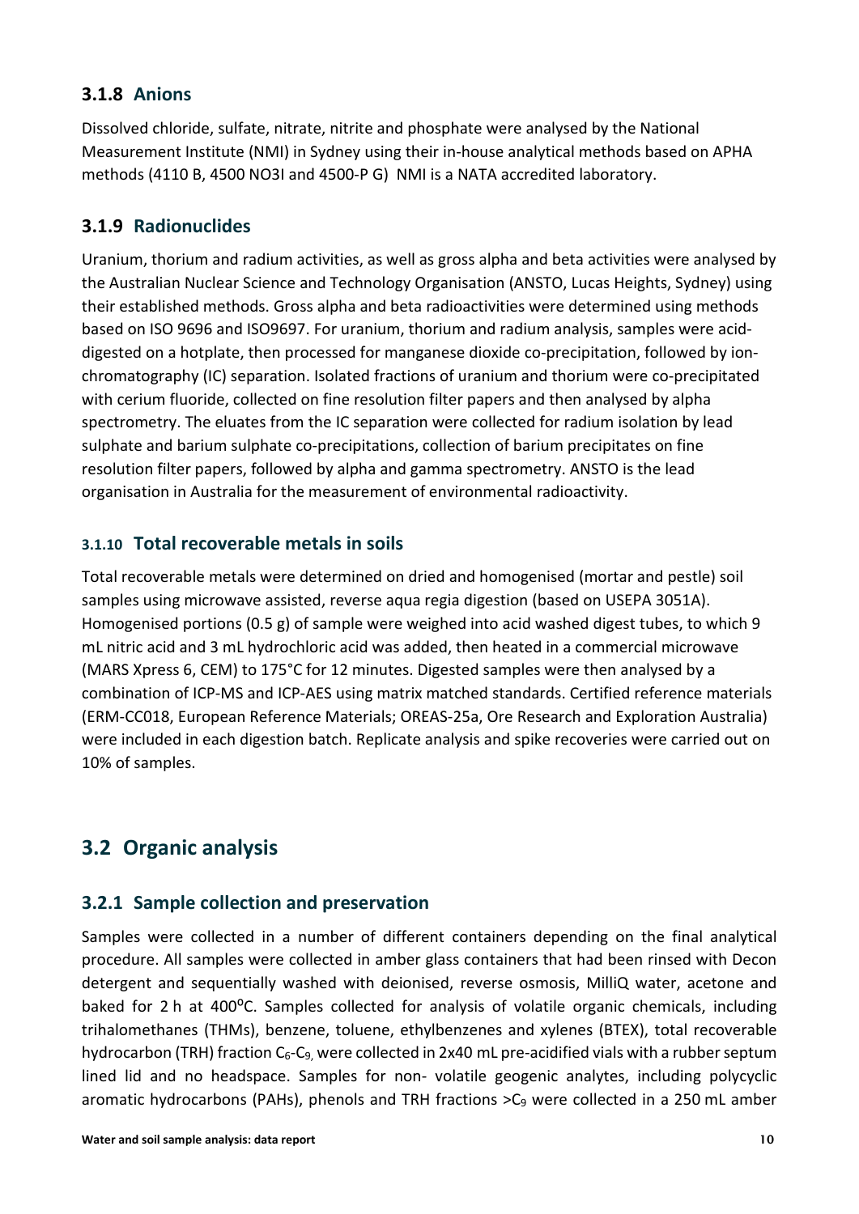### 3.1.8 Anions

Dissolved chloride, sulfate, nitrate, nitrite and phosphate were analysed by the National Measurement Institute (NMI) in Sydney using their in-house analytical methods based on APHA methods (4110 B, 4500 NO3I and 4500-P G) NMI is a NATA accredited laboratory.

### 3.1.9 Radionuclides

Uranium, thorium and radium activities, as well as gross alpha and beta activities were analysed by the Australian Nuclear Science and Technology Organisation (ANSTO, Lucas Heights, Sydney) using their established methods. Gross alpha and beta radioactivities were determined using methods based on ISO 9696 and ISO9697. For uranium, thorium and radium analysis, samples were acid-digested on a hotplate, then processed for manganese dioxide co-precipitation, followed by ion-chromatography (IC) separation. Isolated fractions of uranium and thorium were co-precipitated with cerium fluoride, collected on fine resolution filter papers and then analysed by alpha spectrometry. The eluates from the IC separation were collected for radium isolation by lead sulphate and barium sulphate co-precipitations, collection of barium precipitates on fine resolution filter papers, followed by alpha and gamma spectrometry. ANSTO is the lead organisation in Australia for the measurement of environmental radioactivity.

### 3.1.10 Total recoverable metals in soils

Total recoverable metals were determined on dried and homogenised (mortar and pestle) soil samples using microwave assisted, reverse aqua regia digestion (based on USEPA 3051A). Homogenised portions (0.5 g) of sample were weighed into acid washed digest tubes, to which 9 mL nitric acid and 3 mL hydrochloric acid was added, then heated in a commercial microwave (MARS Xpress 6, CEM) to 175°C for 12 minutes. Digested samples were then analysed by a combination of ICP-MS and ICP-AES using matrix matched standards. Certified reference materials (ERM-CC018, European Reference Materials; OREAS-25a, Ore Research and Exploration Australia) were included in each digestion batch. Replicate analysis and spike recoveries were carried out on 10% of samples.

## 3.2 Organic analysis

### 3.2.1 Sample collection and preservation

Samples were collected in a number of different containers depending on the final analytical procedure. All samples were collected in amber glass containers that had been rinsed with Decon detergent and sequentially washed with deionised, reverse osmosis, MilliQ water, acetone and baked for 2 h at 400$^{o}$C. Samples collected for analysis of volatile organic chemicals, including trihalomethanes (THMs), benzene, toluene, ethylbenzenes and xylenes (BTEX), total recoverable hydrocarbon (TRH) fraction $C_6$-$C_9$ were collected in 2x40 mL pre-acidified vials with a rubber septum lined lid and no headspace. Samples for non- volatile geogenic analytes, including polycyclic aromatic hydrocarbons (PAHs), phenols and TRH fractions $>C_9$ were collected in a 250 mL amber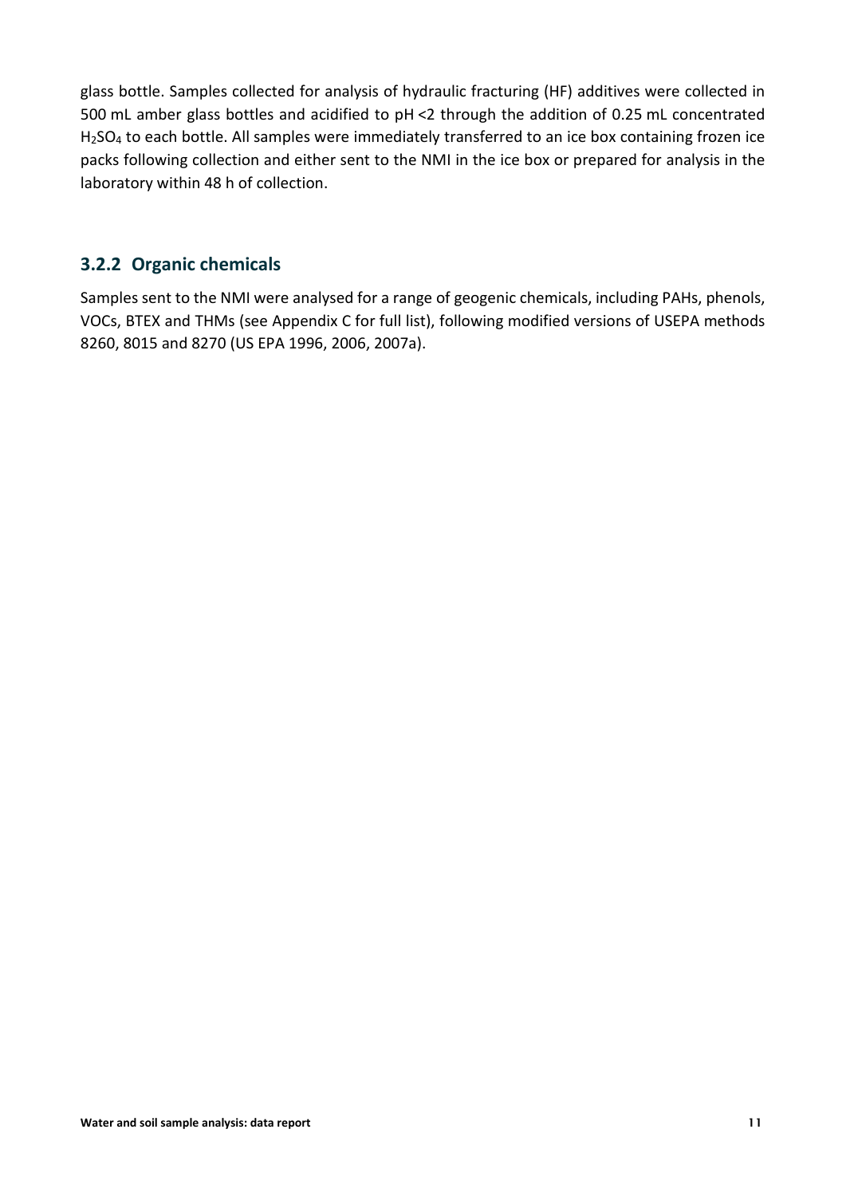glass bottle. Samples collected for analysis of hydraulic fracturing (HF) additives were collected in 500 mL amber glass bottles and acidified to pH <2 through the addition of 0.25 mL concentrated $H_2SO_4$ to each bottle. All samples were immediately transferred to an ice box containing frozen ice packs following collection and either sent to the NMI in the ice box or prepared for analysis in the laboratory within 48 h of collection.

### 3.2.2 Organic chemicals

Samples sent to the NMI were analysed for a range of geogenic chemicals, including PAHs, phenols, VOCs, BTEX and THMs (see Appendix C for full list), following modified versions of USEPA methods 8260, 8015 and 8270 (US EPA 1996, 2006, 2007a).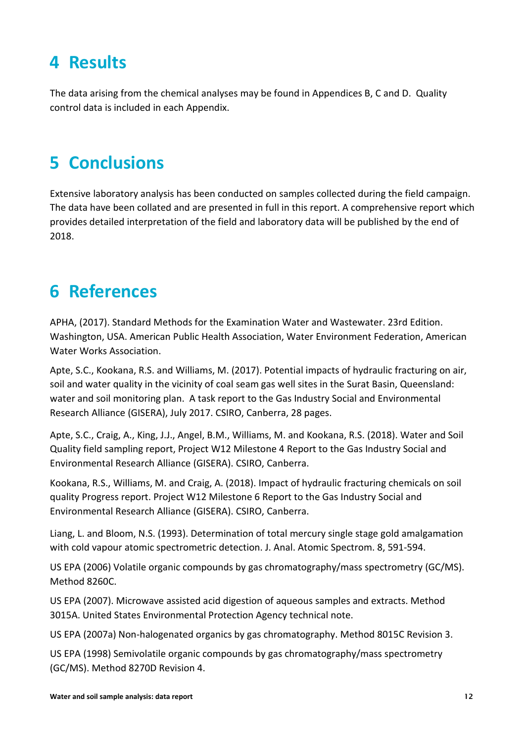# 4 Results

The data arising from the chemical analyses may be found in Appendices B, C and D. Quality control data is included in each Appendix.

# 5 Conclusions

Extensive laboratory analysis has been conducted on samples collected during the field campaign. The data have been collated and are presented in full in this report. A comprehensive report which provides detailed interpretation of the field and laboratory data will be published by the end of 2018.

# 6 References

APHA, (2017). Standard Methods for the Examination Water and Wastewater. 23rd Edition. Washington, USA. American Public Health Association, Water Environment Federation, American Water Works Association.

Apte, S.C., Kookana, R.S. and Williams, M. (2017). Potential impacts of hydraulic fracturing on air, soil and water quality in the vicinity of coal seam gas well sites in the Surat Basin, Queensland: water and soil monitoring plan. A task report to the Gas Industry Social and Environmental Research Alliance (GISERA), July 2017. CSIRO, Canberra, 28 pages.

Apte, S.C., Craig, A., King, J.J., Angel, B.M., Williams, M. and Kookana, R.S. (2018). Water and Soil Quality field sampling report, Project W12 Milestone 4 Report to the Gas Industry Social and Environmental Research Alliance (GISERA). CSIRO, Canberra.

Kookana, R.S., Williams, M. and Craig, A. (2018). Impact of hydraulic fracturing chemicals on soil quality Progress report. Project W12 Milestone 6 Report to the Gas Industry Social and Environmental Research Alliance (GISERA). CSIRO, Canberra.

Liang, L. and Bloom, N.S. (1993). Determination of total mercury single stage gold amalgamation with cold vapour atomic spectrometric detection. J. Anal. Atomic Spectrom. 8, 591-594.

US EPA (2006) Volatile organic compounds by gas chromatography/mass spectrometry (GC/MS). Method 8260C.

US EPA (2007). Microwave assisted acid digestion of aqueous samples and extracts. Method 3015A. United States Environmental Protection Agency technical note.

US EPA (2007a) Non-halogenated organics by gas chromatography. Method 8015C Revision 3.

US EPA (1998) Semivolatile organic compounds by gas chromatography/mass spectrometry (GC/MS). Method 8270D Revision 4.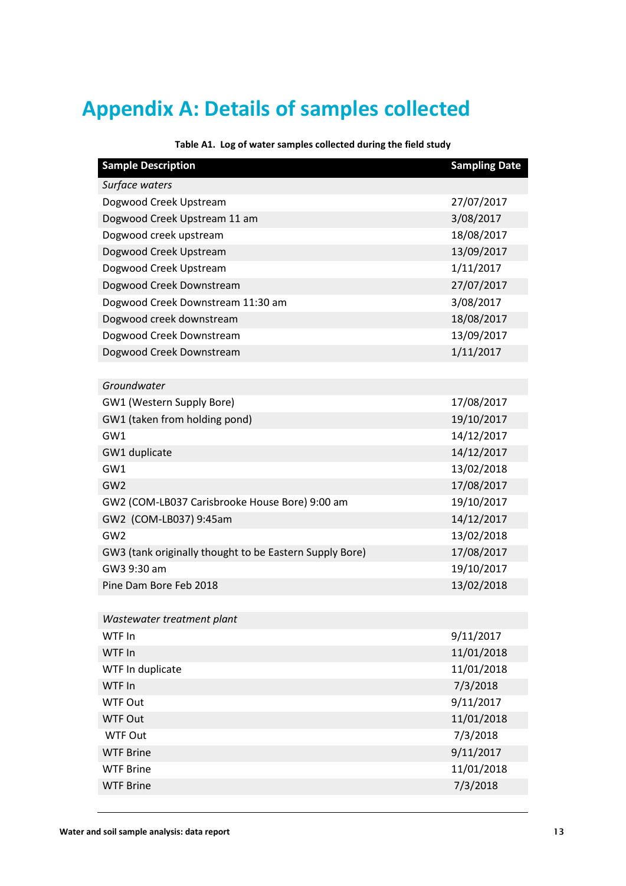# Appendix A: Details of samples collected

**Table A1. Log of water samples collected during the field study**

| Sample Description | Sampling Date |
|---|---|
| *Surface waters* | |
| Dogwood Creek Upstream | 27/07/2017 |
| Dogwood Creek Upstream 11 am | 3/08/2017 |
| Dogwood creek upstream | 18/08/2017 |
| Dogwood Creek Upstream | 13/09/2017 |
| Dogwood Creek Upstream | 1/11/2017 |
| Dogwood Creek Downstream | 27/07/2017 |
| Dogwood Creek Downstream 11:30 am | 3/08/2017 |
| Dogwood creek downstream | 18/08/2017 |
| Dogwood Creek Downstream | 13/09/2017 |
| Dogwood Creek Downstream | 1/11/2017 |
| | |
| *Groundwater* | |
| GW1 (Western Supply Bore) | 17/08/2017 |
| GW1 (taken from holding pond) | 19/10/2017 |
| GW1 | 14/12/2017 |
| GW1 duplicate | 14/12/2017 |
| GW1 | 13/02/2018 |
| GW2 | 17/08/2017 |
| GW2 (COM-LB037 Carisbrooke House Bore) 9:00 am | 19/10/2017 |
| GW2 (COM-LB037) 9:45am | 14/12/2017 |
| GW2 | 13/02/2018 |
| GW3 (tank originally thought to be Eastern Supply Bore) | 17/08/2017 |
| GW3 9:30 am | 19/10/2017 |
| Pine Dam Bore Feb 2018 | 13/02/2018 |
| | |
| *Wastewater treatment plant* | |
| WTF In | 9/11/2017 |
| WTF In | 11/01/2018 |
| WTF In duplicate | 11/01/2018 |
| WTF In | 7/3/2018 |
| WTF Out | 9/11/2017 |
| WTF Out | 11/01/2018 |
| WTF Out | 7/3/2018 |
| WTF Brine | 9/11/2017 |
| WTF Brine | 11/01/2018 |
| WTF Brine | 7/3/2018 |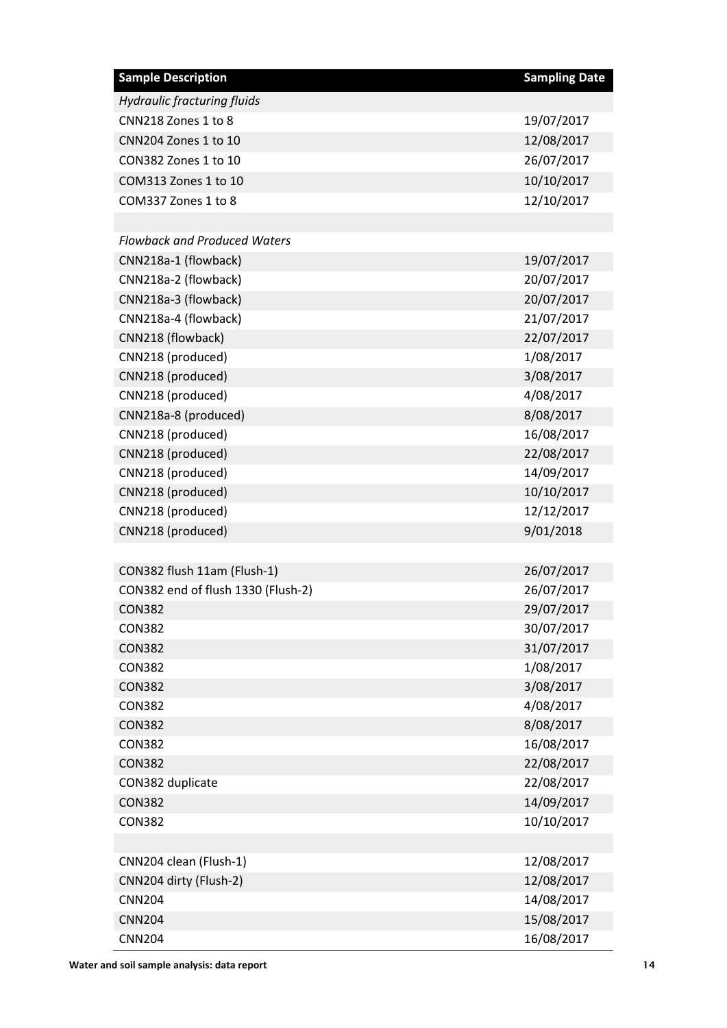| Sample Description | Sampling Date |
| --- | --- |
| *Hydraulic fracturing fluids* | |
| CNN218 Zones 1 to 8 | 19/07/2017 |
| CNN204 Zones 1 to 10 | 12/08/2017 |
| CON382 Zones 1 to 10 | 26/07/2017 |
| COM313 Zones 1 to 10 | 10/10/2017 |
| COM337 Zones 1 to 8 | 12/10/2017 |
| | |
| *Flowback and Produced Waters* | |
| CNN218a-1 (flowback) | 19/07/2017 |
| CNN218a-2 (flowback) | 20/07/2017 |
| CNN218a-3 (flowback) | 20/07/2017 |
| CNN218a-4 (flowback) | 21/07/2017 |
| CNN218 (flowback) | 22/07/2017 |
| CNN218 (produced) | 1/08/2017 |
| CNN218 (produced) | 3/08/2017 |
| CNN218 (produced) | 4/08/2017 |
| CNN218a-8 (produced) | 8/08/2017 |
| CNN218 (produced) | 16/08/2017 |
| CNN218 (produced) | 22/08/2017 |
| CNN218 (produced) | 14/09/2017 |
| CNN218 (produced) | 10/10/2017 |
| CNN218 (produced) | 12/12/2017 |
| CNN218 (produced) | 9/01/2018 |
| | |
| CON382 flush 11am (Flush-1) | 26/07/2017 |
| CON382 end of flush 1330 (Flush-2) | 26/07/2017 |
| CON382 | 29/07/2017 |
| CON382 | 30/07/2017 |
| CON382 | 31/07/2017 |
| CON382 | 1/08/2017 |
| CON382 | 3/08/2017 |
| CON382 | 4/08/2017 |
| CON382 | 8/08/2017 |
| CON382 | 16/08/2017 |
| CON382 | 22/08/2017 |
| CON382 duplicate | 22/08/2017 |
| CON382 | 14/09/2017 |
| CON382 | 10/10/2017 |
| | |
| CNN204 clean (Flush-1) | 12/08/2017 |
| CNN204 dirty (Flush-2) | 12/08/2017 |
| CNN204 | 14/08/2017 |
| CNN204 | 15/08/2017 |
| CNN204 | 16/08/2017 |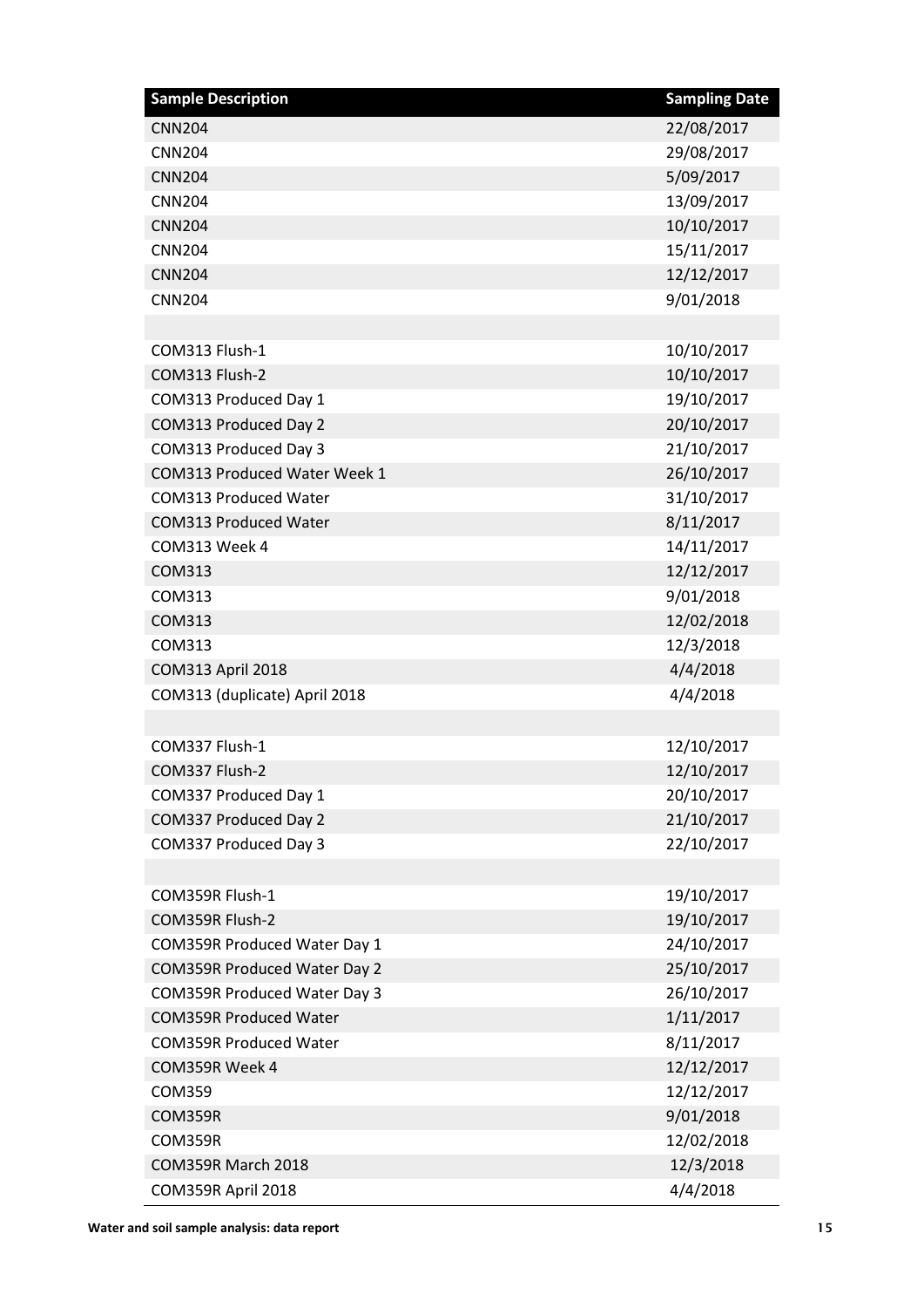| Sample Description | Sampling Date |
|---|---|
| CNN204 | 22/08/2017 |
| CNN204 | 29/08/2017 |
| CNN204 | 5/09/2017 |
| CNN204 | 13/09/2017 |
| CNN204 | 10/10/2017 |
| CNN204 | 15/11/2017 |
| CNN204 | 12/12/2017 |
| CNN204 | 9/01/2018 |
| | |
| COM313 Flush-1 | 10/10/2017 |
| COM313 Flush-2 | 10/10/2017 |
| COM313 Produced Day 1 | 19/10/2017 |
| COM313 Produced Day 2 | 20/10/2017 |
| COM313 Produced Day 3 | 21/10/2017 |
| COM313 Produced Water Week 1 | 26/10/2017 |
| COM313 Produced Water | 31/10/2017 |
| COM313 Produced Water | 8/11/2017 |
| COM313 Week 4 | 14/11/2017 |
| COM313 | 12/12/2017 |
| COM313 | 9/01/2018 |
| COM313 | 12/02/2018 |
| COM313 | 12/3/2018 |
| COM313 April 2018 | 4/4/2018 |
| COM313 (duplicate) April 2018 | 4/4/2018 |
| | |
| COM337 Flush-1 | 12/10/2017 |
| COM337 Flush-2 | 12/10/2017 |
| COM337 Produced Day 1 | 20/10/2017 |
| COM337 Produced Day 2 | 21/10/2017 |
| COM337 Produced Day 3 | 22/10/2017 |
| | |
| COM359R Flush-1 | 19/10/2017 |
| COM359R Flush-2 | 19/10/2017 |
| COM359R Produced Water Day 1 | 24/10/2017 |
| COM359R Produced Water Day 2 | 25/10/2017 |
| COM359R Produced Water Day 3 | 26/10/2017 |
| COM359R Produced Water | 1/11/2017 |
| COM359R Produced Water | 8/11/2017 |
| COM359R Week 4 | 12/12/2017 |
| COM359 | 12/12/2017 |
| COM359R | 9/01/2018 |
| COM359R | 12/02/2018 |
| COM359R March 2018 | 12/3/2018 |
| COM359R April 2018 | 4/4/2018 |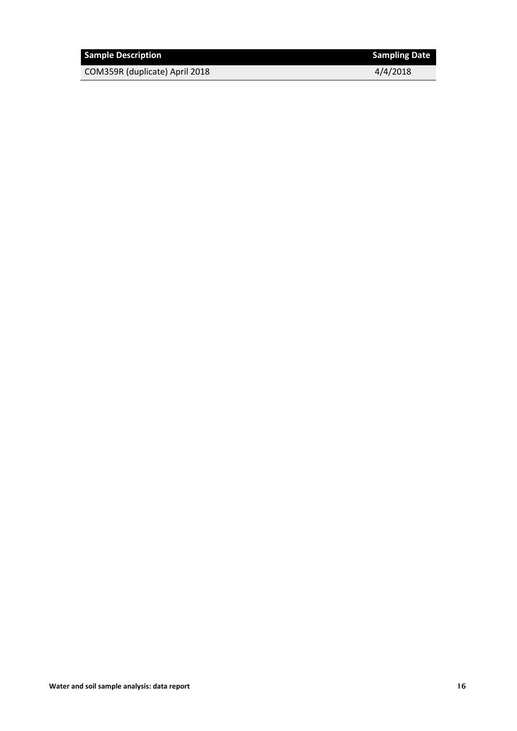| Sample Description | Sampling Date |
| --- | --- |
| COM359R (duplicate) April 2018 | 4/4/2018 |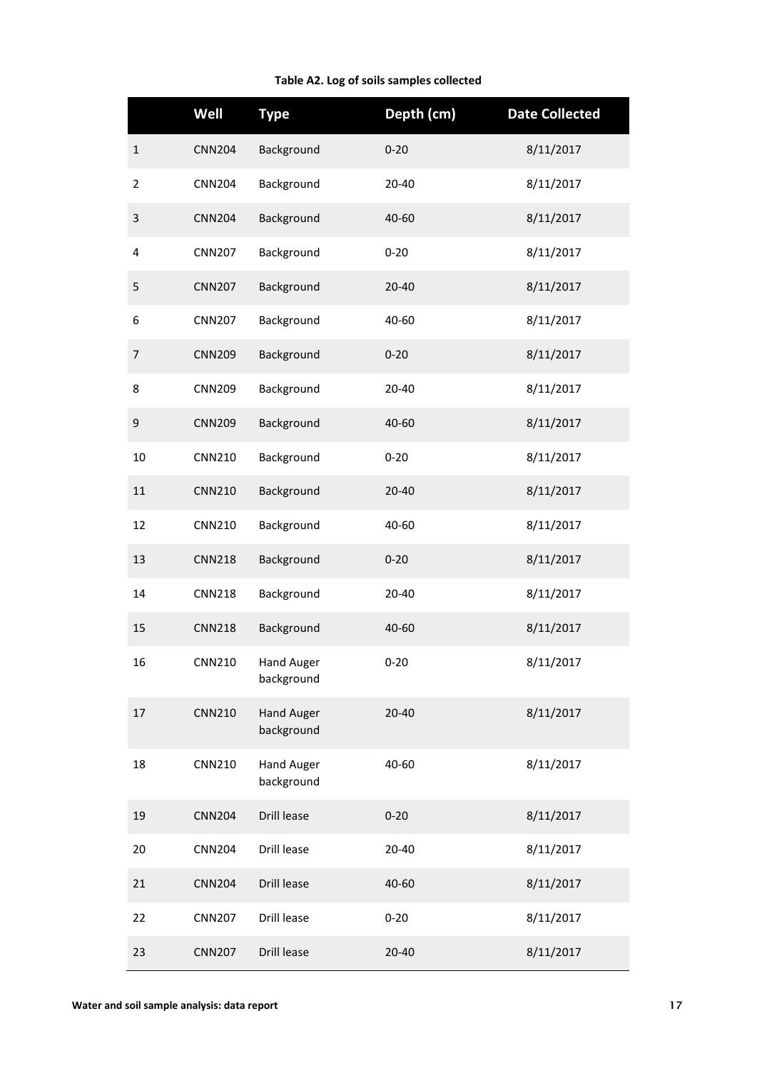**Table A2. Log of soils samples collected**

| | Well | Type | Depth (cm) | Date Collected |
|---|---|---|---|---|
| 1 | CNN204 | Background | 0-20 | 8/11/2017 |
| 2 | CNN204 | Background | 20-40 | 8/11/2017 |
| 3 | CNN204 | Background | 40-60 | 8/11/2017 |
| 4 | CNN207 | Background | 0-20 | 8/11/2017 |
| 5 | CNN207 | Background | 20-40 | 8/11/2017 |
| 6 | CNN207 | Background | 40-60 | 8/11/2017 |
| 7 | CNN209 | Background | 0-20 | 8/11/2017 |
| 8 | CNN209 | Background | 20-40 | 8/11/2017 |
| 9 | CNN209 | Background | 40-60 | 8/11/2017 |
| 10 | CNN210 | Background | 0-20 | 8/11/2017 |
| 11 | CNN210 | Background | 20-40 | 8/11/2017 |
| 12 | CNN210 | Background | 40-60 | 8/11/2017 |
| 13 | CNN218 | Background | 0-20 | 8/11/2017 |
| 14 | CNN218 | Background | 20-40 | 8/11/2017 |
| 15 | CNN218 | Background | 40-60 | 8/11/2017 |
| 16 | CNN210 | Hand Auger background | 0-20 | 8/11/2017 |
| 17 | CNN210 | Hand Auger background | 20-40 | 8/11/2017 |
| 18 | CNN210 | Hand Auger background | 40-60 | 8/11/2017 |
| 19 | CNN204 | Drill lease | 0-20 | 8/11/2017 |
| 20 | CNN204 | Drill lease | 20-40 | 8/11/2017 |
| 21 | CNN204 | Drill lease | 40-60 | 8/11/2017 |
| 22 | CNN207 | Drill lease | 0-20 | 8/11/2017 |
| 23 | CNN207 | Drill lease | 20-40 | 8/11/2017 |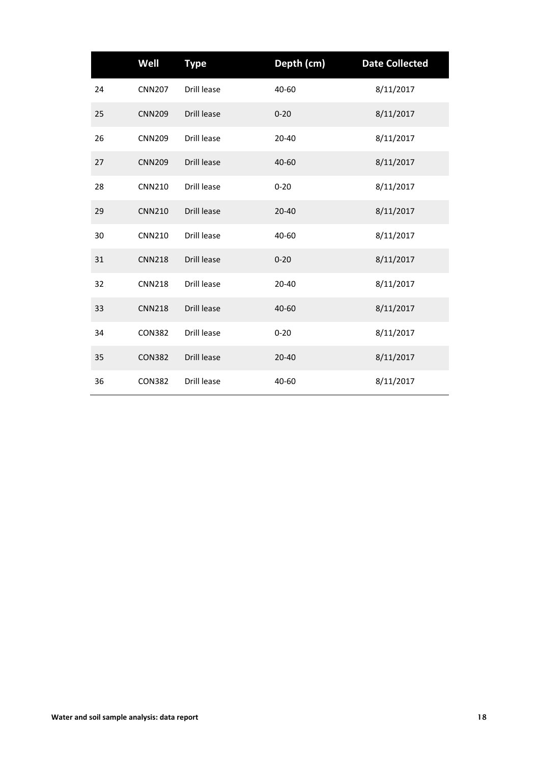| | Well | Type | Depth (cm) | Date Collected |
|---|---|---|---|---|
| 24 | CNN207 | Drill lease | 40-60 | 8/11/2017 |
| 25 | CNN209 | Drill lease | 0-20 | 8/11/2017 |
| 26 | CNN209 | Drill lease | 20-40 | 8/11/2017 |
| 27 | CNN209 | Drill lease | 40-60 | 8/11/2017 |
| 28 | CNN210 | Drill lease | 0-20 | 8/11/2017 |
| 29 | CNN210 | Drill lease | 20-40 | 8/11/2017 |
| 30 | CNN210 | Drill lease | 40-60 | 8/11/2017 |
| 31 | CNN218 | Drill lease | 0-20 | 8/11/2017 |
| 32 | CNN218 | Drill lease | 20-40 | 8/11/2017 |
| 33 | CNN218 | Drill lease | 40-60 | 8/11/2017 |
| 34 | CON382 | Drill lease | 0-20 | 8/11/2017 |
| 35 | CON382 | Drill lease | 20-40 | 8/11/2017 |
| 36 | CON382 | Drill lease | 40-60 | 8/11/2017 |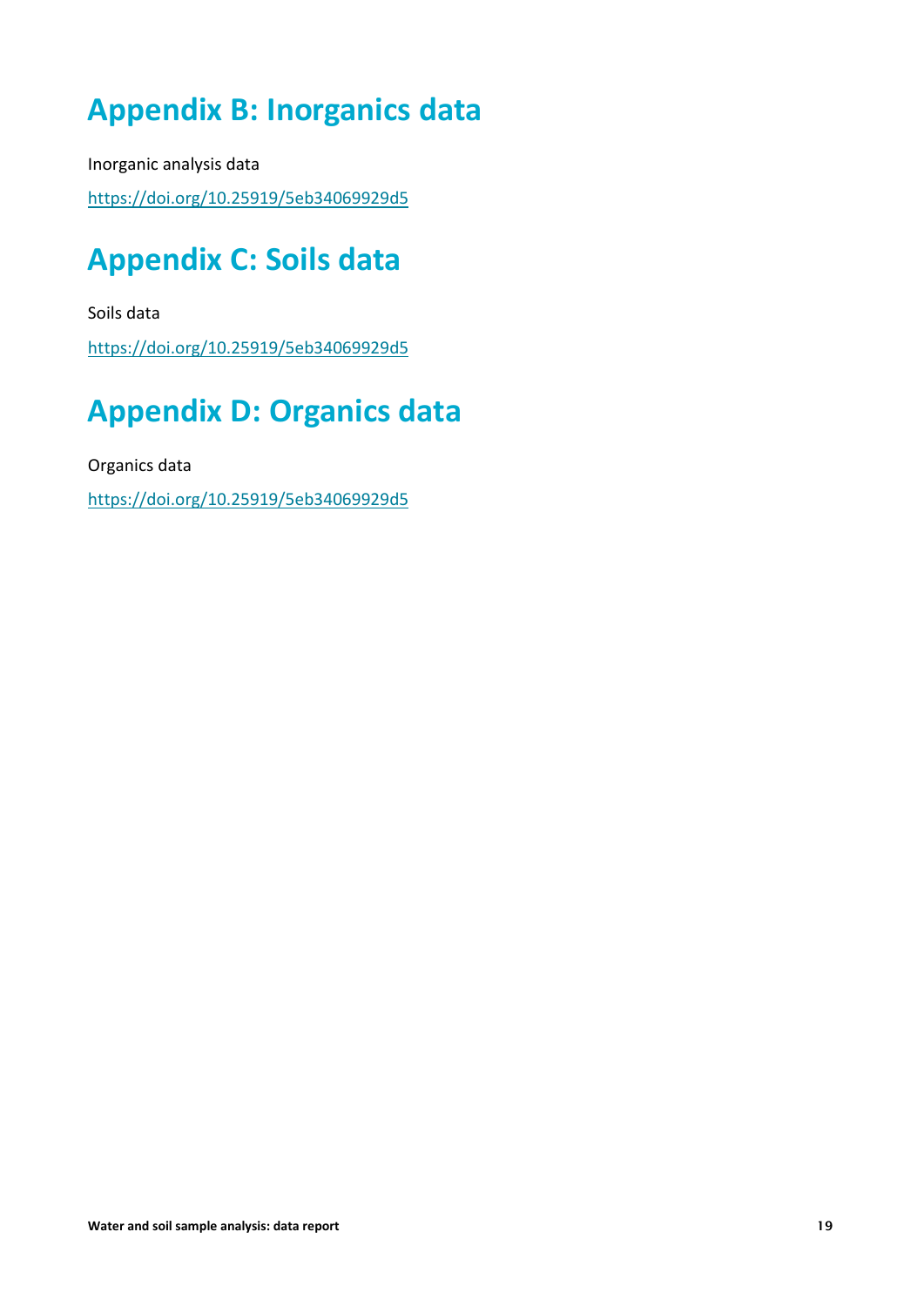# Appendix B: Inorganics data

Inorganic analysis data

https://doi.org/10.25919/5eb34069929d5

# Appendix C: Soils data

Soils data

https://doi.org/10.25919/5eb34069929d5

# Appendix D: Organics data

Organics data

https://doi.org/10.25919/5eb34069929d5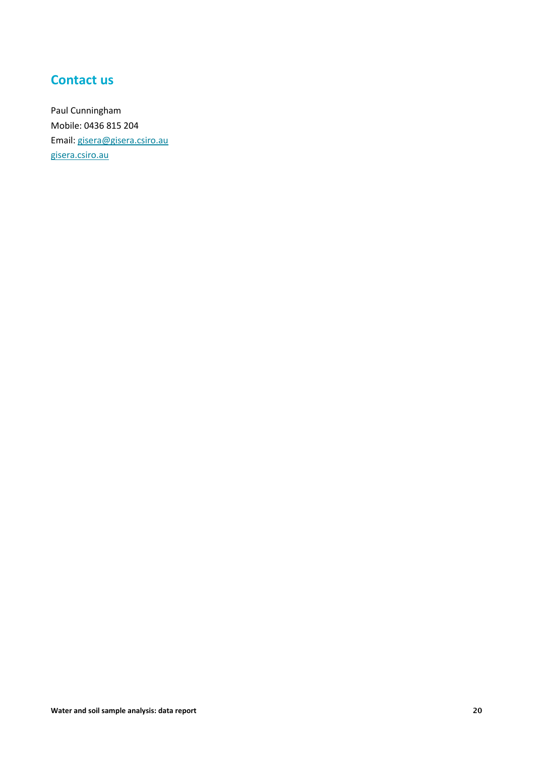## Contact us

Paul Cunningham
Mobile: 0436 815 204
Email: gisera@gisera.csiro.au
gisera.csiro.au